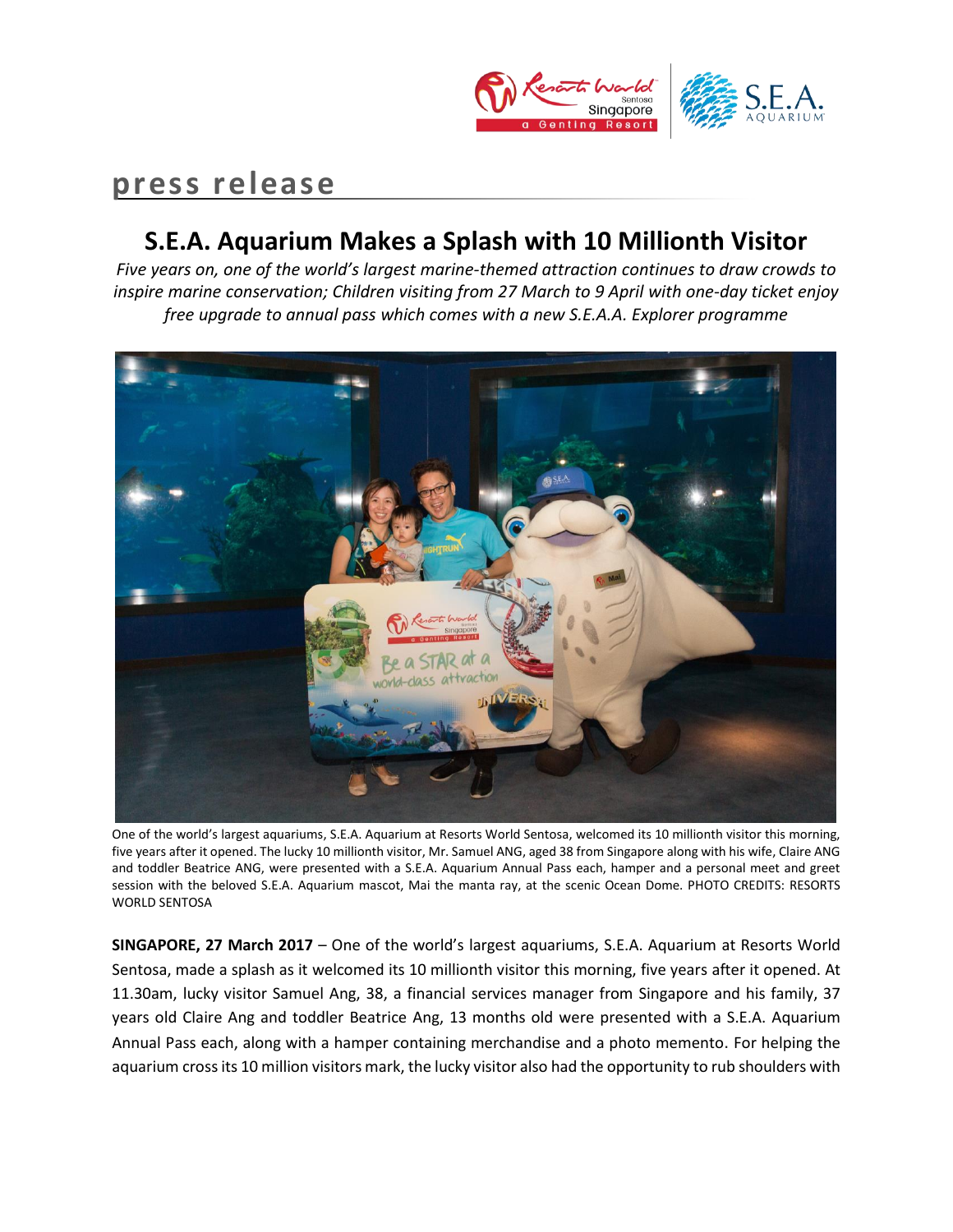# press release

## S.E.A. Aquarium Makes a Splash with 10 Millionth Visitor

*Five years on, one of the world's largest marine-themed attraction continues to draw crowds to inspire marine conservation; Children visiting from 27 March to 9 April with one-day ticket enjoy free upgrade to annual pass which comes with a new S.E.A.A. Explorer programme*

One of the world's largest aquariums, S.E.A. Aquarium at Resorts World Sentosa, welcomed its 10 millionth visitor this morning, five years after it opened. The lucky 10 millionth visitor, Mr. Samuel ANG, aged 38 from Singapore along with his wife, Claire ANG and toddler Beatrice ANG, were presented with a S.E.A. Aquarium Annual Pass each, hamper and a personal meet and greet session with the beloved S.E.A. Aquarium mascot, Mai the manta ray, at the scenic Ocean Dome. PHOTO CREDITS: RESORTS WORLD SENTOSA

**SINGAPORE, 27 March 2017** – One of the world's largest aquariums, S.E.A. Aquarium at Resorts World Sentosa, made a splash as it welcomed its 10 millionth visitor this morning, five years after it opened. At 11.30am, lucky visitor Samuel Ang, 38, a financial services manager from Singapore and his family, 37 years old Claire Ang and toddler Beatrice Ang, 13 months old were presented with a S.E.A. Aquarium Annual Pass each, along with a hamper containing merchandise and a photo memento. For helping the aquarium cross its 10 million visitors mark, the lucky visitor also had the opportunity to rub shoulders with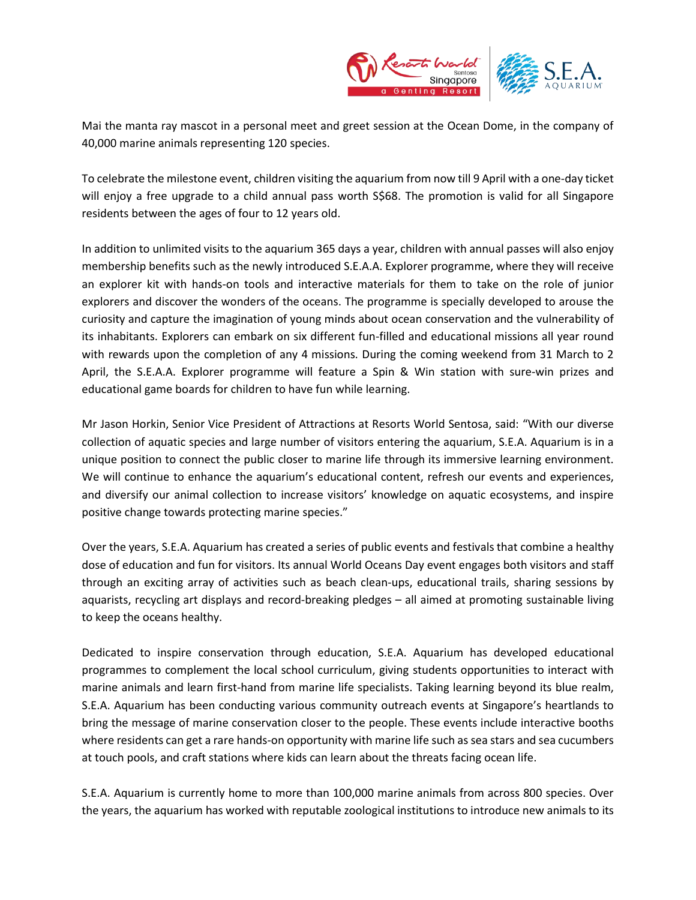Mai the manta ray mascot in a personal meet and greet session at the Ocean Dome, in the company of 40,000 marine animals representing 120 species.

To celebrate the milestone event, children visiting the aquarium from now till 9 April with a one-day ticket will enjoy a free upgrade to a child annual pass worth S$68. The promotion is valid for all Singapore residents between the ages of four to 12 years old.

In addition to unlimited visits to the aquarium 365 days a year, children with annual passes will also enjoy membership benefits such as the newly introduced S.E.A.A. Explorer programme, where they will receive an explorer kit with hands-on tools and interactive materials for them to take on the role of junior explorers and discover the wonders of the oceans. The programme is specially developed to arouse the curiosity and capture the imagination of young minds about ocean conservation and the vulnerability of its inhabitants. Explorers can embark on six different fun-filled and educational missions all year round with rewards upon the completion of any 4 missions. During the coming weekend from 31 March to 2 April, the S.E.A.A. Explorer programme will feature a Spin & Win station with sure-win prizes and educational game boards for children to have fun while learning.

Mr Jason Horkin, Senior Vice President of Attractions at Resorts World Sentosa, said: "With our diverse collection of aquatic species and large number of visitors entering the aquarium, S.E.A. Aquarium is in a unique position to connect the public closer to marine life through its immersive learning environment. We will continue to enhance the aquarium's educational content, refresh our events and experiences, and diversify our animal collection to increase visitors' knowledge on aquatic ecosystems, and inspire positive change towards protecting marine species."

Over the years, S.E.A. Aquarium has created a series of public events and festivals that combine a healthy dose of education and fun for visitors. Its annual World Oceans Day event engages both visitors and staff through an exciting array of activities such as beach clean-ups, educational trails, sharing sessions by aquarists, recycling art displays and record-breaking pledges – all aimed at promoting sustainable living to keep the oceans healthy.

Dedicated to inspire conservation through education, S.E.A. Aquarium has developed educational programmes to complement the local school curriculum, giving students opportunities to interact with marine animals and learn first-hand from marine life specialists. Taking learning beyond its blue realm, S.E.A. Aquarium has been conducting various community outreach events at Singapore's heartlands to bring the message of marine conservation closer to the people. These events include interactive booths where residents can get a rare hands-on opportunity with marine life such as sea stars and sea cucumbers at touch pools, and craft stations where kids can learn about the threats facing ocean life.

S.E.A. Aquarium is currently home to more than 100,000 marine animals from across 800 species. Over the years, the aquarium has worked with reputable zoological institutions to introduce new animals to its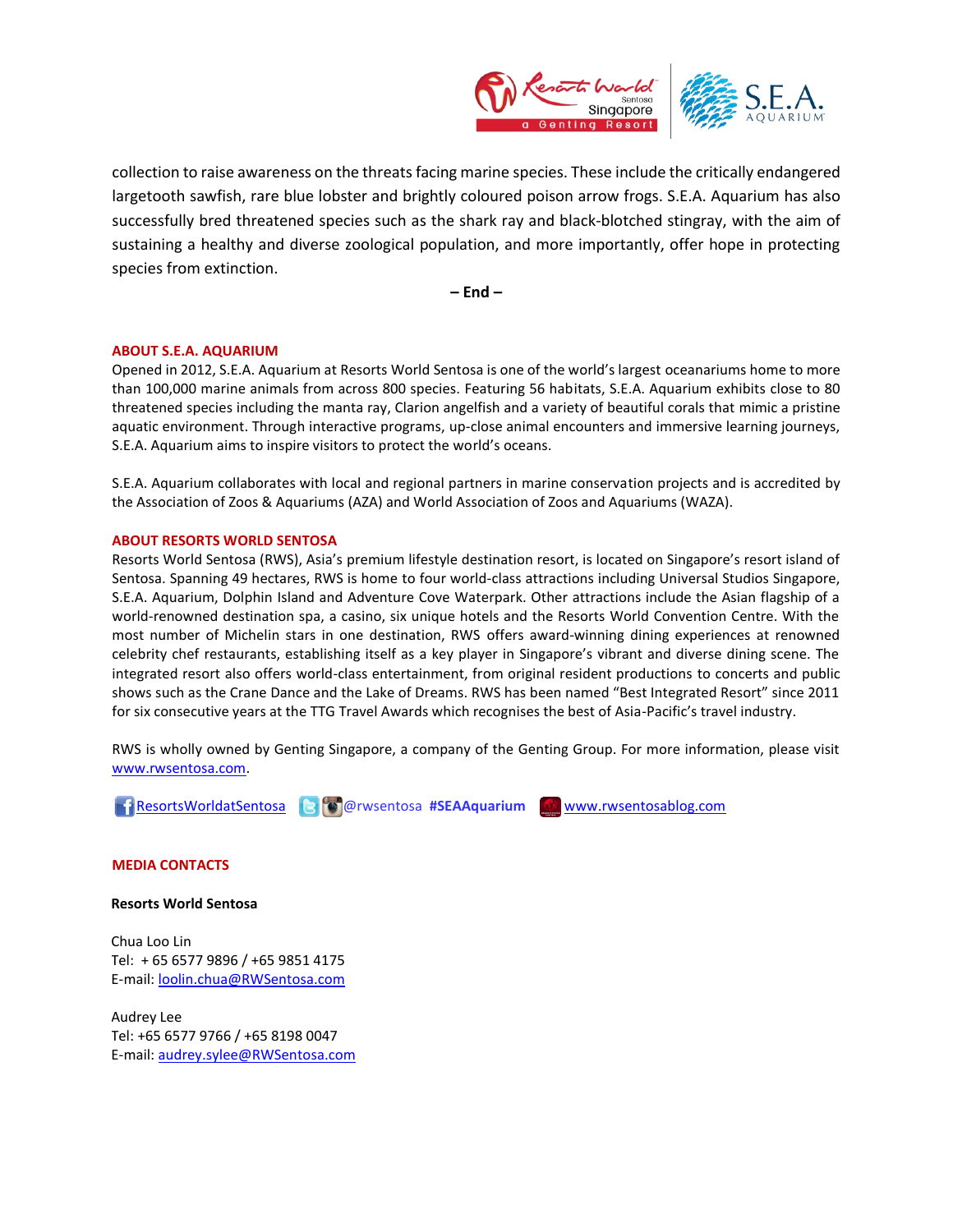collection to raise awareness on the threats facing marine species. These include the critically endangered largetooth sawfish, rare blue lobster and brightly coloured poison arrow frogs. S.E.A. Aquarium has also successfully bred threatened species such as the shark ray and black-blotched stingray, with the aim of sustaining a healthy and diverse zoological population, and more importantly, offer hope in protecting species from extinction.

**– End –**

**ABOUT S.E.A. AQUARIUM**

Opened in 2012, S.E.A. Aquarium at Resorts World Sentosa is one of the world's largest oceanariums home to more than 100,000 marine animals from across 800 species. Featuring 56 habitats, S.E.A. Aquarium exhibits close to 80 threatened species including the manta ray, Clarion angelfish and a variety of beautiful corals that mimic a pristine aquatic environment. Through interactive programs, up-close animal encounters and immersive learning journeys, S.E.A. Aquarium aims to inspire visitors to protect the world's oceans.

S.E.A. Aquarium collaborates with local and regional partners in marine conservation projects and is accredited by the Association of Zoos & Aquariums (AZA) and World Association of Zoos and Aquariums (WAZA).

**ABOUT RESORTS WORLD SENTOSA**

Resorts World Sentosa (RWS), Asia's premium lifestyle destination resort, is located on Singapore's resort island of Sentosa. Spanning 49 hectares, RWS is home to four world-class attractions including Universal Studios Singapore, S.E.A. Aquarium, Dolphin Island and Adventure Cove Waterpark. Other attractions include the Asian flagship of a world-renowned destination spa, a casino, six unique hotels and the Resorts World Convention Centre. With the most number of Michelin stars in one destination, RWS offers award-winning dining experiences at renowned celebrity chef restaurants, establishing itself as a key player in Singapore's vibrant and diverse dining scene. The integrated resort also offers world-class entertainment, from original resident productions to concerts and public shows such as the Crane Dance and the Lake of Dreams. RWS has been named "Best Integrated Resort" since 2011 for six consecutive years at the TTG Travel Awards which recognises the best of Asia-Pacific's travel industry.

RWS is wholly owned by Genting Singapore, a company of the Genting Group. For more information, please visit www.rwsentosa.com.

ResortsWorldatSentosa  @rwsentosa **#SEAAquarium**  www.rwsentosablog.com

**MEDIA CONTACTS**

**Resorts World Sentosa**

Chua Loo Lin
Tel: + 65 6577 9896 / +65 9851 4175
E-mail: loolin.chua@RWSentosa.com

Audrey Lee
Tel: +65 6577 9766 / +65 8198 0047
E-mail: audrey.sylee@RWSentosa.com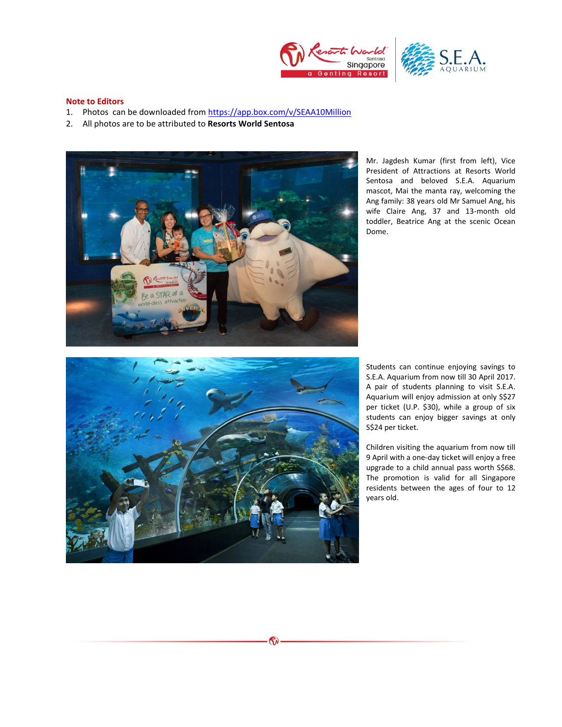**Note to Editors**

1. Photos can be downloaded from [https://app.box.com/v/SEAA10Million](https://app.box.com/v/SEAA10Million)
2. All photos are to be attributed to **Resorts World Sentosa**

Mr. Jagdesh Kumar (first from left), Vice President of Attractions at Resorts World Sentosa and beloved S.E.A. Aquarium mascot, Mai the manta ray, welcoming the Ang family: 38 years old Mr Samuel Ang, his wife Claire Ang, 37 and 13-month old toddler, Beatrice Ang at the scenic Ocean Dome.

Students can continue enjoying savings to S.E.A. Aquarium from now till 30 April 2017. A pair of students planning to visit S.E.A. Aquarium will enjoy admission at only S$27 per ticket (U.P. $30), while a group of six students can enjoy bigger savings at only S$24 per ticket.

Children visiting the aquarium from now till 9 April with a one-day ticket will enjoy a free upgrade to a child annual pass worth S$68. The promotion is valid for all Singapore residents between the ages of four to 12 years old.